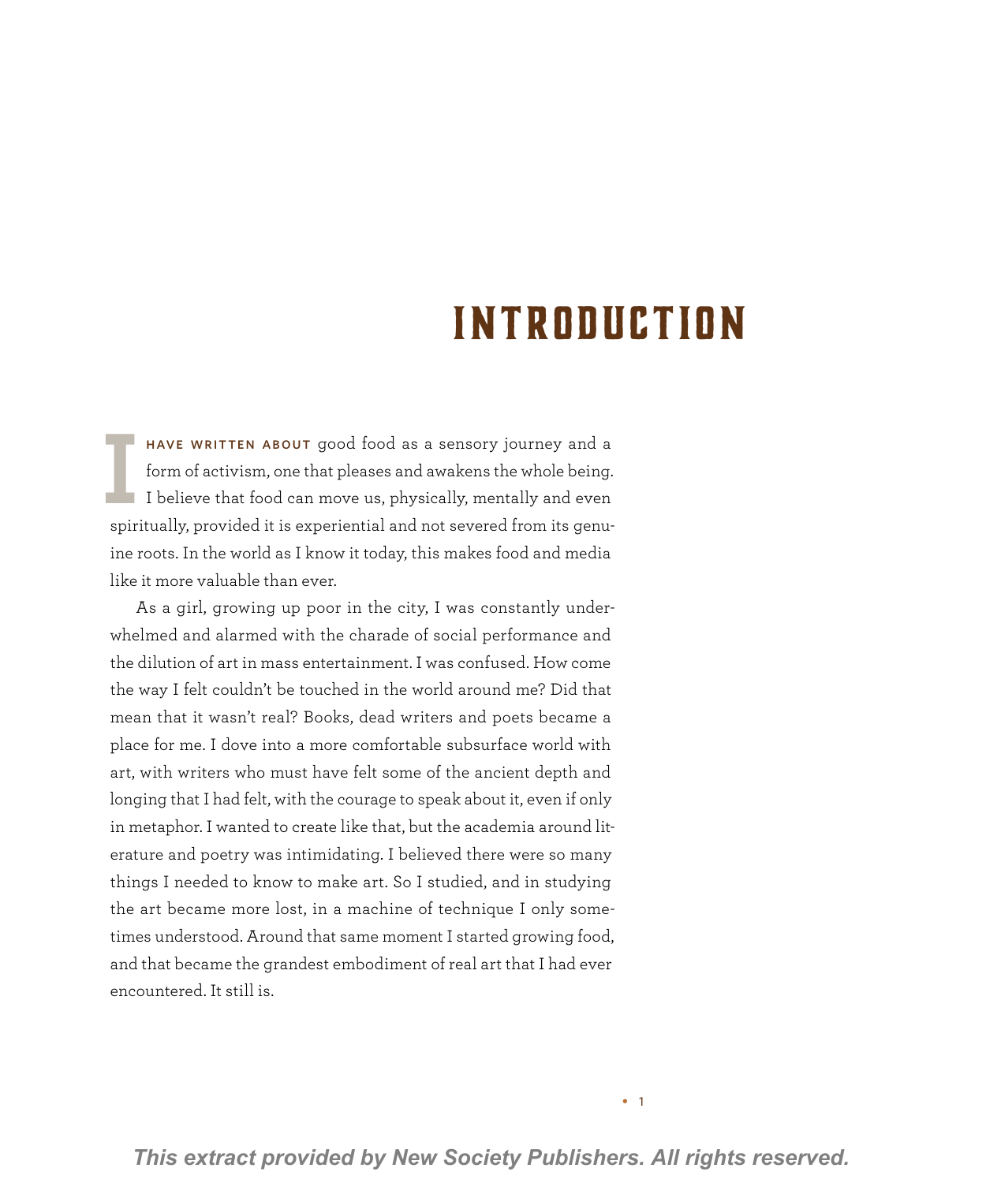# INTRODUCTION

I have written about good food as a sensory journey and a form of activism, one that pleases and awakens the whole being. I believe that food can move us, physically, mentally and even spiritually, provided it is experiential and not severed from its genuine roots. In the world as I know it today, this makes food and media like it more valuable than ever.

As a girl, growing up poor in the city, I was constantly underwhelmed and alarmed with the charade of social performance and the dilution of art in mass entertainment. I was confused. How come the way I felt couldn't be touched in the world around me? Did that mean that it wasn't real? Books, dead writers and poets became a place for me. I dove into a more comfortable subsurface world with art, with writers who must have felt some of the ancient depth and longing that I had felt, with the courage to speak about it, even if only in metaphor. I wanted to create like that, but the academia around literature and poetry was intimidating. I believed there were so many things I needed to know to make art. So I studied, and in studying the art became more lost, in a machine of technique I only sometimes understood. Around that same moment I started growing food, and that became the grandest embodiment of real art that I had ever encountered. It still is.

*This extract provided by New Society Publishers. All rights reserved.*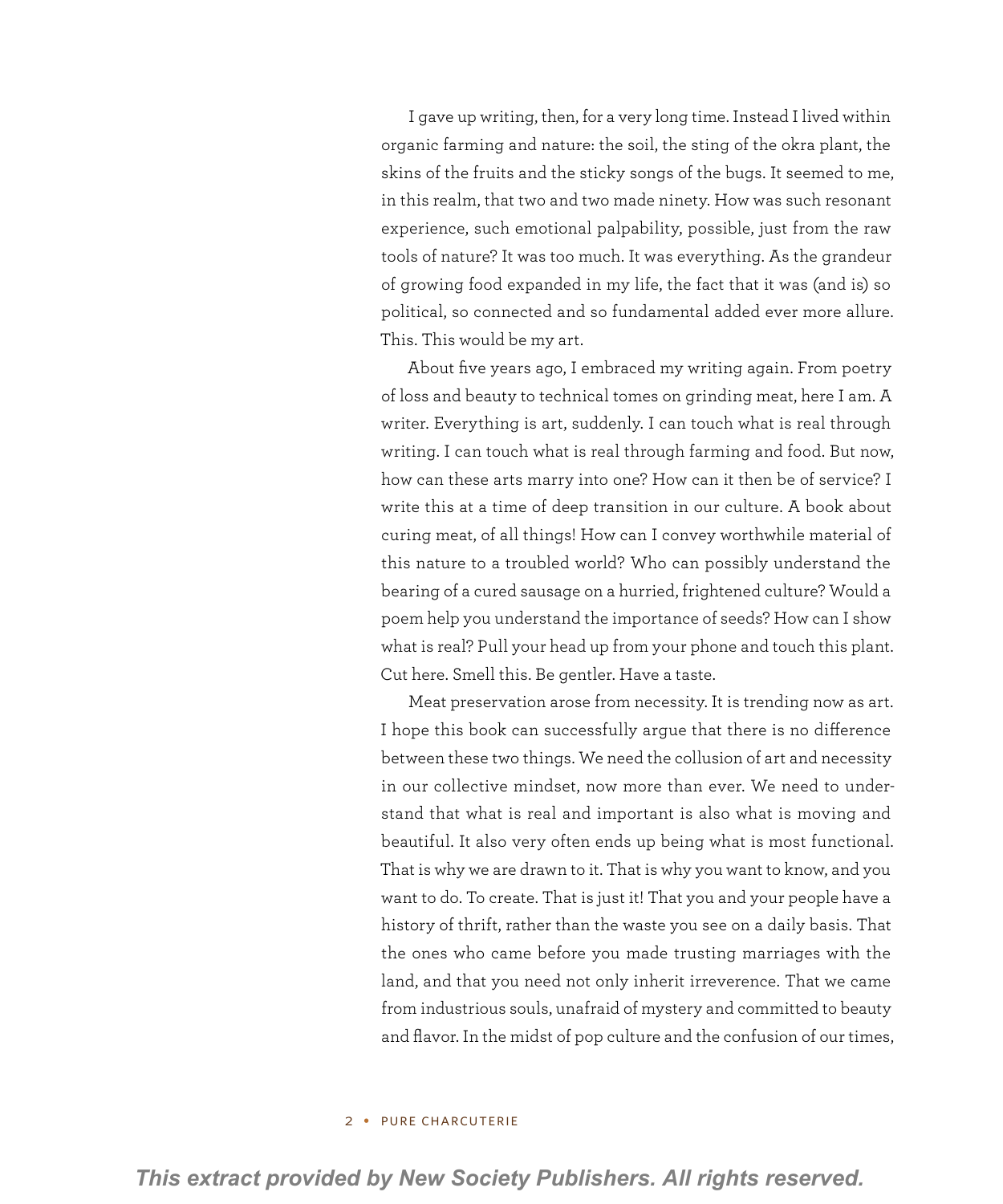I gave up writing, then, for a very long time. Instead I lived within organic farming and nature: the soil, the sting of the okra plant, the skins of the fruits and the sticky songs of the bugs. It seemed to me, in this realm, that two and two made ninety. How was such resonant experience, such emotional palpability, possible, just from the raw tools of nature? It was too much. It was everything. As the grandeur of growing food expanded in my life, the fact that it was (and is) so political, so connected and so fundamental added ever more allure. This. This would be my art.

About five years ago, I embraced my writing again. From poetry of loss and beauty to technical tomes on grinding meat, here I am. A writer. Everything is art, suddenly. I can touch what is real through writing. I can touch what is real through farming and food. But now, how can these arts marry into one? How can it then be of service? I write this at a time of deep transition in our culture. A book about curing meat, of all things! How can I convey worthwhile material of this nature to a troubled world? Who can possibly understand the bearing of a cured sausage on a hurried, frightened culture? Would a poem help you understand the importance of seeds? How can I show what is real? Pull your head up from your phone and touch this plant. Cut here. Smell this. Be gentler. Have a taste.

Meat preservation arose from necessity. It is trending now as art. I hope this book can successfully argue that there is no difference between these two things. We need the collusion of art and necessity in our collective mindset, now more than ever. We need to understand that what is real and important is also what is moving and beautiful. It also very often ends up being what is most functional. That is why we are drawn to it. That is why you want to know, and you want to do. To create. That is just it! That you and your people have a history of thrift, rather than the waste you see on a daily basis. That the ones who came before you made trusting marriages with the land, and that you need not only inherit irreverence. That we came from industrious souls, unafraid of mystery and committed to beauty and flavor. In the midst of pop culture and the confusion of our times,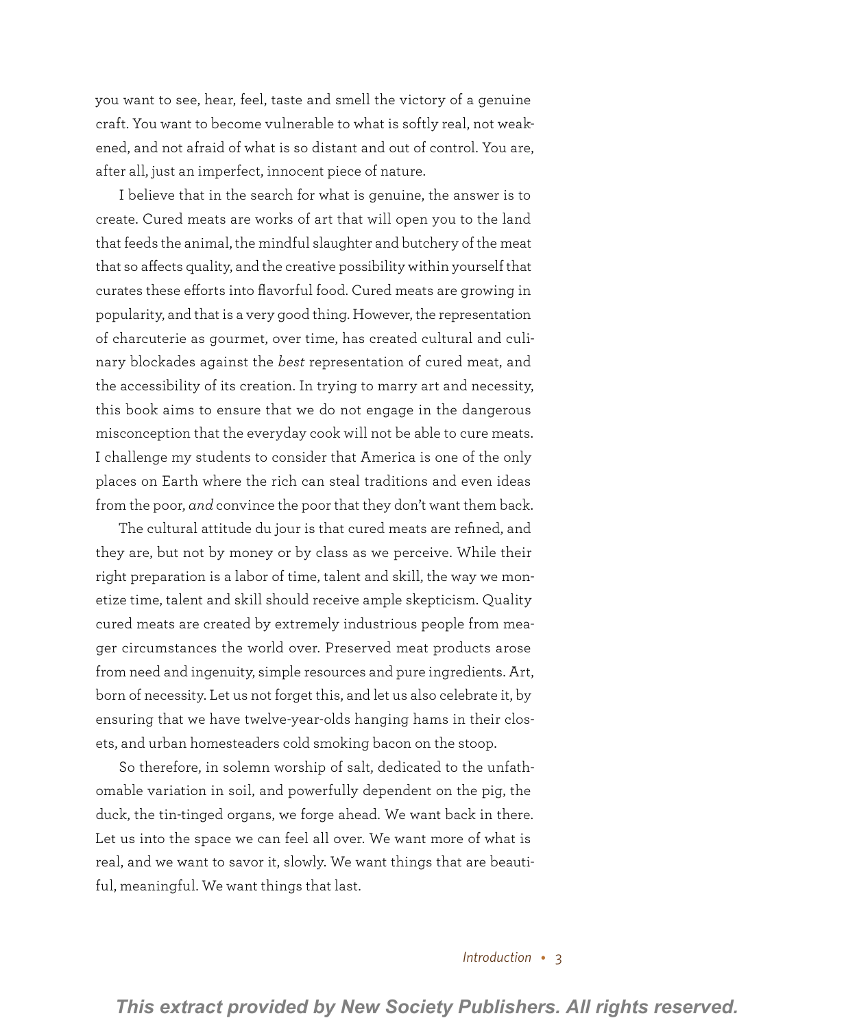you want to see, hear, feel, taste and smell the victory of a genuine craft. You want to become vulnerable to what is softly real, not weakened, and not afraid of what is so distant and out of control. You are, after all, just an imperfect, innocent piece of nature.

I believe that in the search for what is genuine, the answer is to create. Cured meats are works of art that will open you to the land that feeds the animal, the mindful slaughter and butchery of the meat that so affects quality, and the creative possibility within yourself that curates these efforts into flavorful food. Cured meats are growing in popularity, and that is a very good thing. However, the representation of charcuterie as gourmet, over time, has created cultural and culinary blockades against the *best* representation of cured meat, and the accessibility of its creation. In trying to marry art and necessity, this book aims to ensure that we do not engage in the dangerous misconception that the everyday cook will not be able to cure meats. I challenge my students to consider that America is one of the only places on Earth where the rich can steal traditions and even ideas from the poor, *and* convince the poor that they don't want them back.

The cultural attitude du jour is that cured meats are refined, and they are, but not by money or by class as we perceive. While their right preparation is a labor of time, talent and skill, the way we monetize time, talent and skill should receive ample skepticism. Quality cured meats are created by extremely industrious people from meager circumstances the world over. Preserved meat products arose from need and ingenuity, simple resources and pure ingredients. Art, born of necessity. Let us not forget this, and let us also celebrate it, by ensuring that we have twelve-year-olds hanging hams in their closets, and urban homesteaders cold smoking bacon on the stoop.

So therefore, in solemn worship of salt, dedicated to the unfathomable variation in soil, and powerfully dependent on the pig, the duck, the tin-tinged organs, we forge ahead. We want back in there. Let us into the space we can feel all over. We want more of what is real, and we want to savor it, slowly. We want things that are beautiful, meaningful. We want things that last.

**This extract provided by New Society Publishers. All rights reserved.**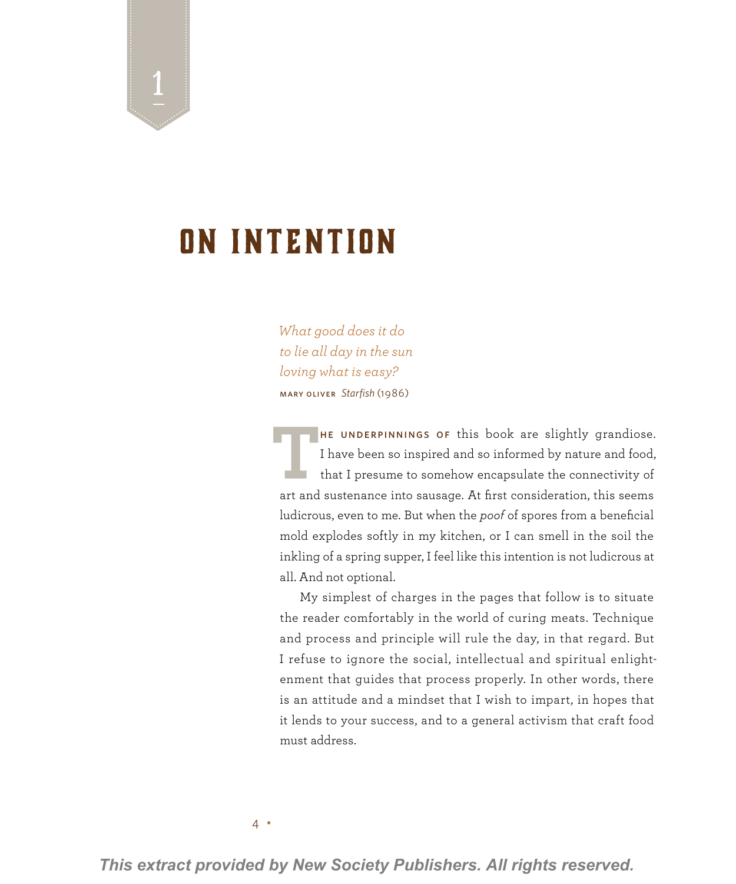# 1

# ON INTENTION

*What good does it do*
*to lie all day in the sun*
*loving what is easy?*
MARY OLIVER *Starfish* (1986)

THE UNDERPINNINGS OF this book are slightly grandiose. I have been so inspired and so informed by nature and food, that I presume to somehow encapsulate the connectivity of art and sustenance into sausage. At first consideration, this seems ludicrous, even to me. But when the *poof* of spores from a beneficial mold explodes softly in my kitchen, or I can smell in the soil the inkling of a spring supper, I feel like this intention is not ludicrous at all. And not optional.

My simplest of charges in the pages that follow is to situate the reader comfortably in the world of curing meats. Technique and process and principle will rule the day, in that regard. But I refuse to ignore the social, intellectual and spiritual enlightenment that guides that process properly. In other words, there is an attitude and a mindset that I wish to impart, in hopes that it lends to your success, and to a general activism that craft food must address.

*This extract provided by New Society Publishers. All rights reserved.*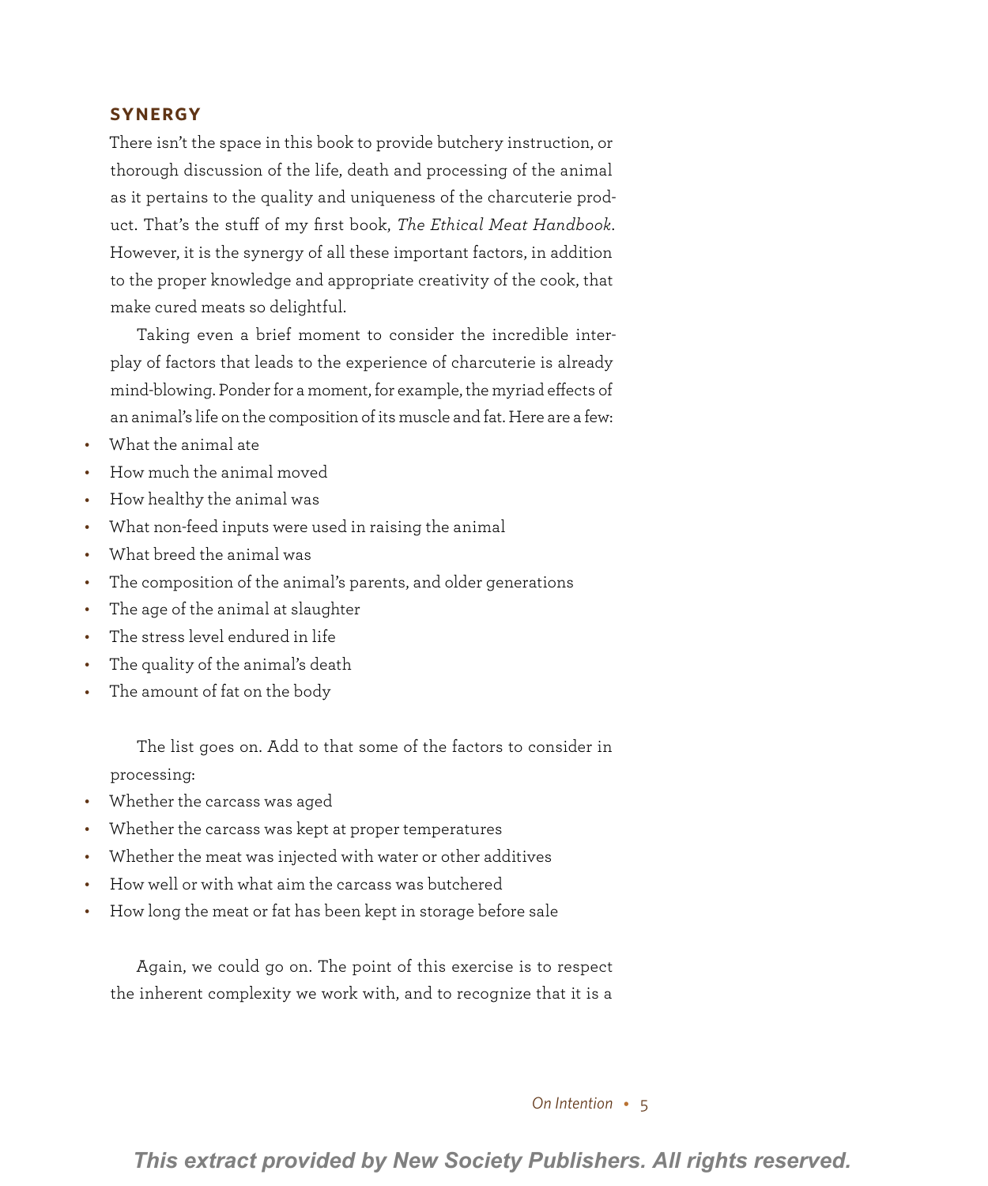## SYNERGY

There isn't the space in this book to provide butchery instruction, or thorough discussion of the life, death and processing of the animal as it pertains to the quality and uniqueness of the charcuterie product. That's the stuff of my first book, *The Ethical Meat Handbook*. However, it is the synergy of all these important factors, in addition to the proper knowledge and appropriate creativity of the cook, that make cured meats so delightful.

Taking even a brief moment to consider the incredible interplay of factors that leads to the experience of charcuterie is already mind-blowing. Ponder for a moment, for example, the myriad effects of an animal's life on the composition of its muscle and fat. Here are a few:

- What the animal ate
- How much the animal moved
- How healthy the animal was
- What non-feed inputs were used in raising the animal
- What breed the animal was
- The composition of the animal's parents, and older generations
- The age of the animal at slaughter
- The stress level endured in life
- The quality of the animal's death
- The amount of fat on the body

The list goes on. Add to that some of the factors to consider in processing:

- Whether the carcass was aged
- Whether the carcass was kept at proper temperatures
- Whether the meat was injected with water or other additives
- How well or with what aim the carcass was butchered
- How long the meat or fat has been kept in storage before sale

Again, we could go on. The point of this exercise is to respect the inherent complexity we work with, and to recognize that it is a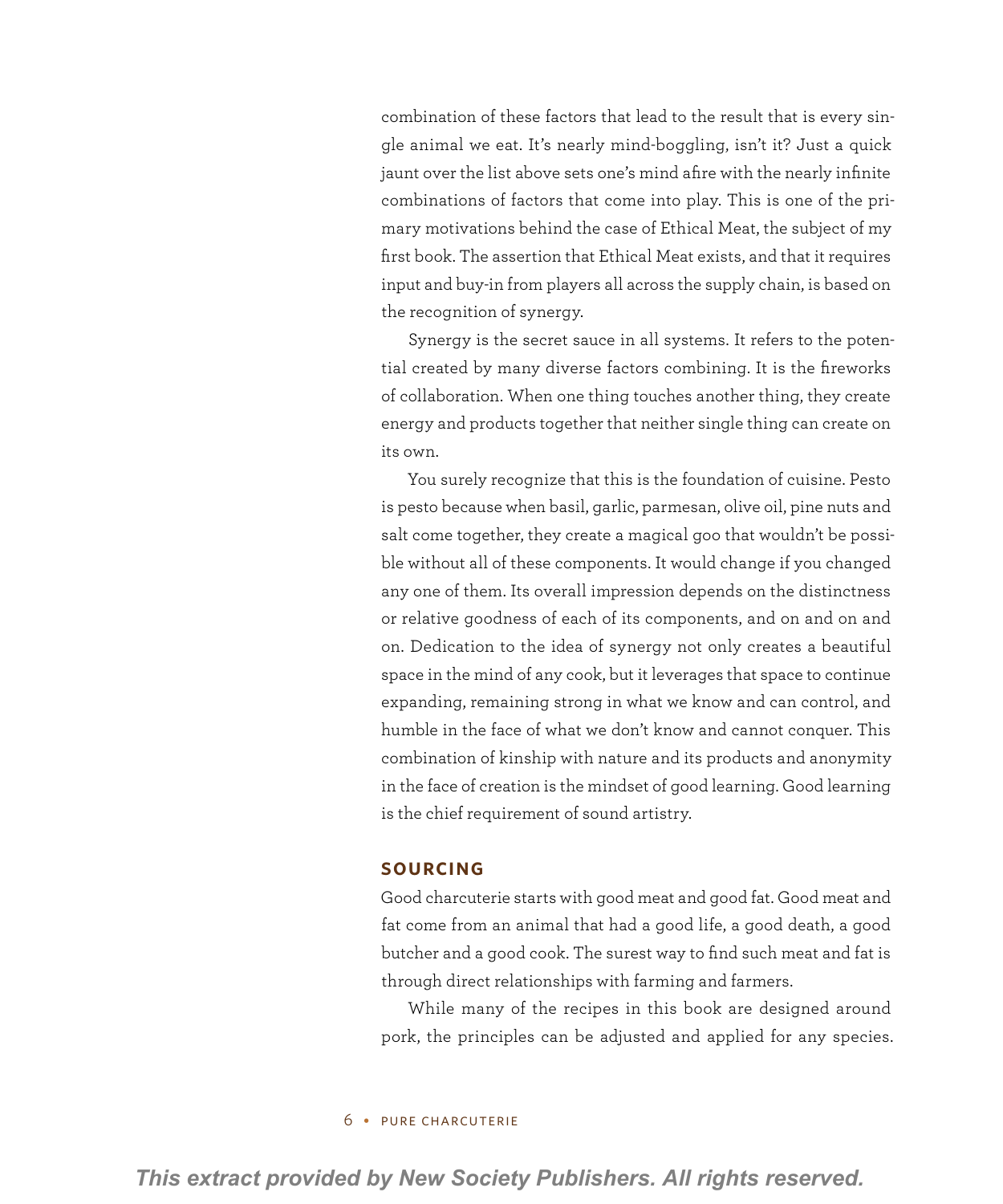combination of these factors that lead to the result that is every single animal we eat. It's nearly mind-boggling, isn't it? Just a quick jaunt over the list above sets one's mind afire with the nearly infinite combinations of factors that come into play. This is one of the primary motivations behind the case of Ethical Meat, the subject of my first book. The assertion that Ethical Meat exists, and that it requires input and buy-in from players all across the supply chain, is based on the recognition of synergy.

Synergy is the secret sauce in all systems. It refers to the potential created by many diverse factors combining. It is the fireworks of collaboration. When one thing touches another thing, they create energy and products together that neither single thing can create on its own.

You surely recognize that this is the foundation of cuisine. Pesto is pesto because when basil, garlic, parmesan, olive oil, pine nuts and salt come together, they create a magical goo that wouldn't be possible without all of these components. It would change if you changed any one of them. Its overall impression depends on the distinctness or relative goodness of each of its components, and on and on and on. Dedication to the idea of synergy not only creates a beautiful space in the mind of any cook, but it leverages that space to continue expanding, remaining strong in what we know and can control, and humble in the face of what we don't know and cannot conquer. This combination of kinship with nature and its products and anonymity in the face of creation is the mindset of good learning. Good learning is the chief requirement of sound artistry.

## SOURCING

Good charcuterie starts with good meat and good fat. Good meat and fat come from an animal that had a good life, a good death, a good butcher and a good cook. The surest way to find such meat and fat is through direct relationships with farming and farmers.

While many of the recipes in this book are designed around pork, the principles can be adjusted and applied for any species.

*This extract provided by New Society Publishers. All rights reserved.*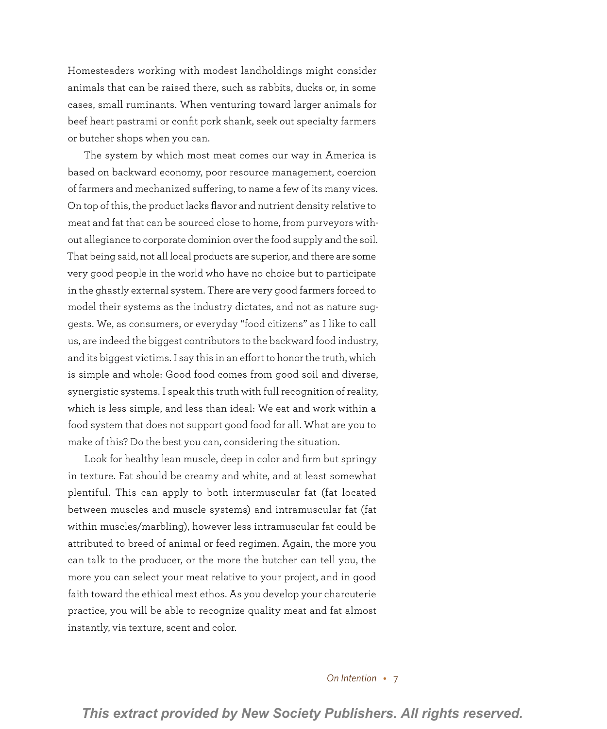Homesteaders working with modest landholdings might consider animals that can be raised there, such as rabbits, ducks or, in some cases, small ruminants. When venturing toward larger animals for beef heart pastrami or confit pork shank, seek out specialty farmers or butcher shops when you can.

The system by which most meat comes our way in America is based on backward economy, poor resource management, coercion of farmers and mechanized suffering, to name a few of its many vices. On top of this, the product lacks flavor and nutrient density relative to meat and fat that can be sourced close to home, from purveyors without allegiance to corporate dominion over the food supply and the soil. That being said, not all local products are superior, and there are some very good people in the world who have no choice but to participate in the ghastly external system. There are very good farmers forced to model their systems as the industry dictates, and not as nature suggests. We, as consumers, or everyday "food citizens" as I like to call us, are indeed the biggest contributors to the backward food industry, and its biggest victims. I say this in an effort to honor the truth, which is simple and whole: Good food comes from good soil and diverse, synergistic systems. I speak this truth with full recognition of reality, which is less simple, and less than ideal: We eat and work within a food system that does not support good food for all. What are you to make of this? Do the best you can, considering the situation.

Look for healthy lean muscle, deep in color and firm but springy in texture. Fat should be creamy and white, and at least somewhat plentiful. This can apply to both intermuscular fat (fat located between muscles and muscle systems) and intramuscular fat (fat within muscles/marbling), however less intramuscular fat could be attributed to breed of animal or feed regimen. Again, the more you can talk to the producer, or the more the butcher can tell you, the more you can select your meat relative to your project, and in good faith toward the ethical meat ethos. As you develop your charcuterie practice, you will be able to recognize quality meat and fat almost instantly, via texture, scent and color.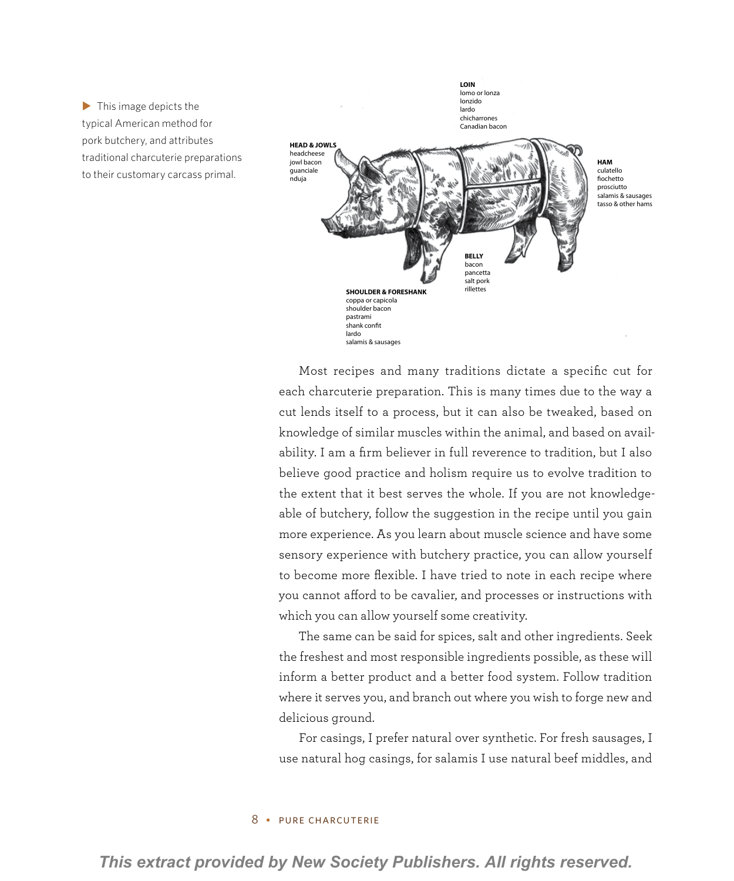▶ This image depicts the typical American method for pork butchery, and attributes traditional charcuterie preparations to their customary carcass primal.

**LOIN**
lomo or lonza
lonzido
lardo
chicharrones
Canadian bacon

**HEAD & JOWLS**
headcheese
jowl bacon
guanciale
nduja

**HAM**
culatello
fiochetto
prosciutto
salamis & sausages
tasso & other hams

**BELLY**
bacon
pancetta
salt pork
rillettes

**SHOULDER & FORESHANK**
coppa or capicola
shoulder bacon
pastrami
shank confit
lardo
salamis & sausages

Most recipes and many traditions dictate a specific cut for each charcuterie preparation. This is many times due to the way a cut lends itself to a process, but it can also be tweaked, based on knowledge of similar muscles within the animal, and based on availability. I am a firm believer in full reverence to tradition, but I also believe good practice and holism require us to evolve tradition to the extent that it best serves the whole. If you are not knowledgeable of butchery, follow the suggestion in the recipe until you gain more experience. As you learn about muscle science and have some sensory experience with butchery practice, you can allow yourself to become more flexible. I have tried to note in each recipe where you cannot afford to be cavalier, and processes or instructions with which you can allow yourself some creativity.

The same can be said for spices, salt and other ingredients. Seek the freshest and most responsible ingredients possible, as these will inform a better product and a better food system. Follow tradition where it serves you, and branch out where you wish to forge new and delicious ground.

For casings, I prefer natural over synthetic. For fresh sausages, I use natural hog casings, for salamis I use natural beef middles, and

*This extract provided by New Society Publishers. All rights reserved.*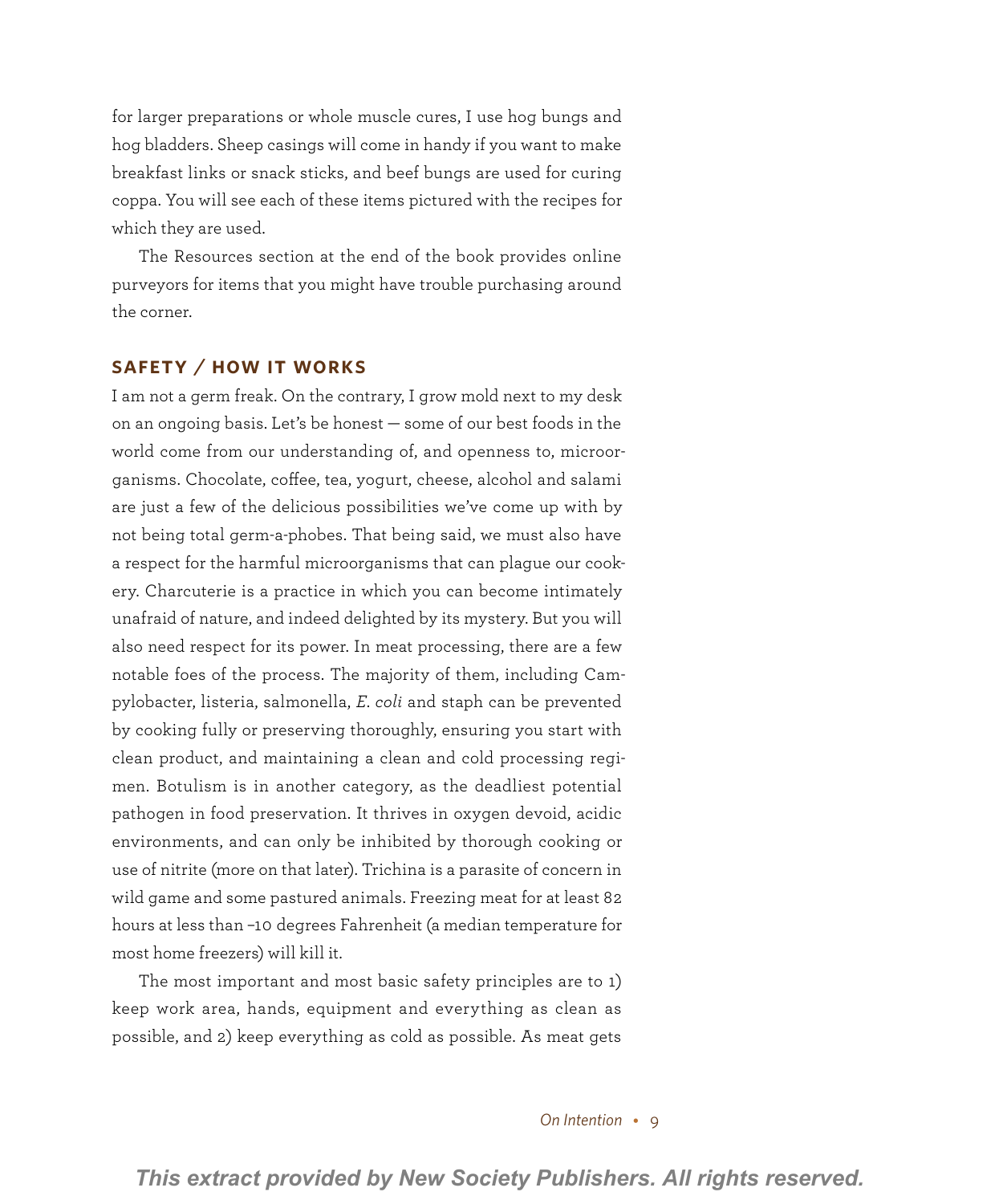for larger preparations or whole muscle cures, I use hog bungs and hog bladders. Sheep casings will come in handy if you want to make breakfast links or snack sticks, and beef bungs are used for curing coppa. You will see each of these items pictured with the recipes for which they are used.

The Resources section at the end of the book provides online purveyors for items that you might have trouble purchasing around the corner.

## SAFETY / HOW IT WORKS

I am not a germ freak. On the contrary, I grow mold next to my desk on an ongoing basis. Let's be honest — some of our best foods in the world come from our understanding of, and openness to, microorganisms. Chocolate, coffee, tea, yogurt, cheese, alcohol and salami are just a few of the delicious possibilities we've come up with by not being total germ-a-phobes. That being said, we must also have a respect for the harmful microorganisms that can plague our cookery. Charcuterie is a practice in which you can become intimately unafraid of nature, and indeed delighted by its mystery. But you will also need respect for its power. In meat processing, there are a few notable foes of the process. The majority of them, including Campylobacter, listeria, salmonella, *E. coli* and staph can be prevented by cooking fully or preserving thoroughly, ensuring you start with clean product, and maintaining a clean and cold processing regimen. Botulism is in another category, as the deadliest potential pathogen in food preservation. It thrives in oxygen devoid, acidic environments, and can only be inhibited by thorough cooking or use of nitrite (more on that later). Trichina is a parasite of concern in wild game and some pastured animals. Freezing meat for at least 82 hours at less than –10 degrees Fahrenheit (a median temperature for most home freezers) will kill it.

The most important and most basic safety principles are to 1) keep work area, hands, equipment and everything as clean as possible, and 2) keep everything as cold as possible. As meat gets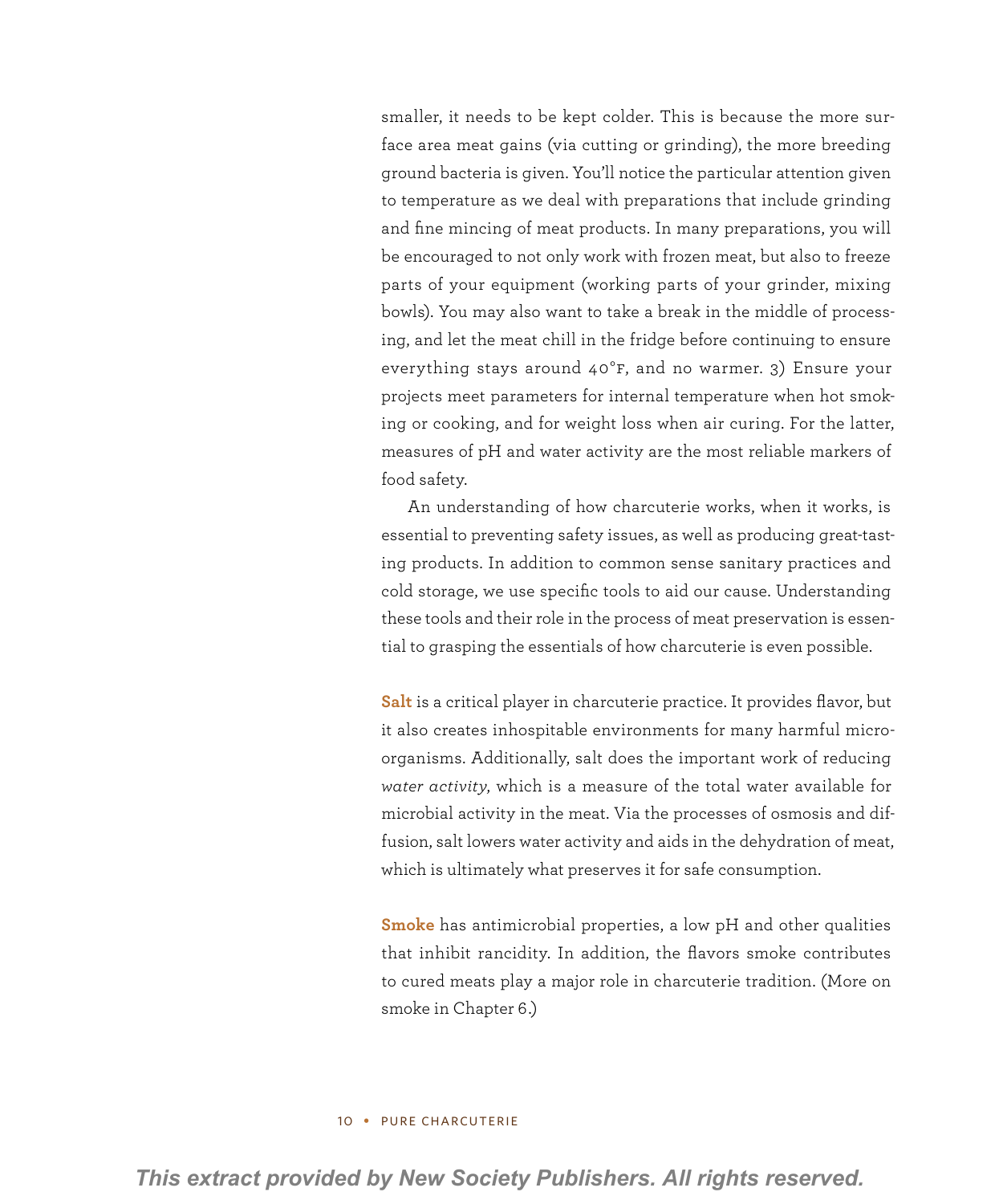smaller, it needs to be kept colder. This is because the more surface area meat gains (via cutting or grinding), the more breeding ground bacteria is given. You'll notice the particular attention given to temperature as we deal with preparations that include grinding and fine mincing of meat products. In many preparations, you will be encouraged to not only work with frozen meat, but also to freeze parts of your equipment (working parts of your grinder, mixing bowls). You may also want to take a break in the middle of processing, and let the meat chill in the fridge before continuing to ensure everything stays around 40°F, and no warmer. 3) Ensure your projects meet parameters for internal temperature when hot smoking or cooking, and for weight loss when air curing. For the latter, measures of pH and water activity are the most reliable markers of food safety.

An understanding of how charcuterie works, when it works, is essential to preventing safety issues, as well as producing great-tasting products. In addition to common sense sanitary practices and cold storage, we use specific tools to aid our cause. Understanding these tools and their role in the process of meat preservation is essential to grasping the essentials of how charcuterie is even possible.

**Salt** is a critical player in charcuterie practice. It provides flavor, but it also creates inhospitable environments for many harmful microorganisms. Additionally, salt does the important work of reducing *water activity*, which is a measure of the total water available for microbial activity in the meat. Via the processes of osmosis and diffusion, salt lowers water activity and aids in the dehydration of meat, which is ultimately what preserves it for safe consumption.

**Smoke** has antimicrobial properties, a low pH and other qualities that inhibit rancidity. In addition, the flavors smoke contributes to cured meats play a major role in charcuterie tradition. (More on smoke in Chapter 6.)

*This extract provided by New Society Publishers. All rights reserved.*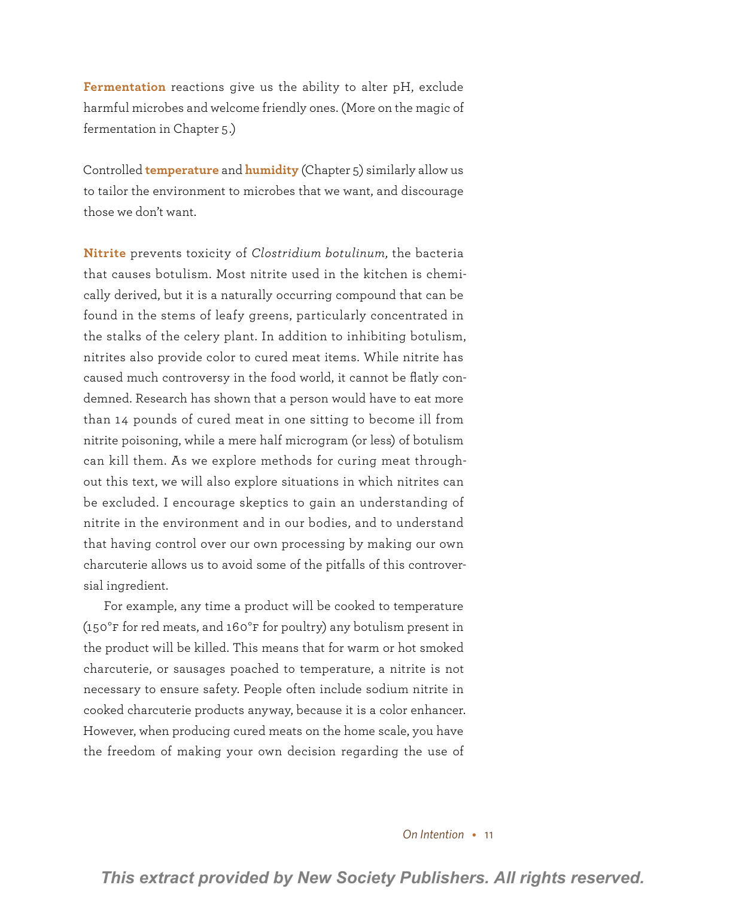**Fermentation** reactions give us the ability to alter pH, exclude harmful microbes and welcome friendly ones. (More on the magic of fermentation in Chapter 5.)

Controlled **temperature** and **humidity** (Chapter 5) similarly allow us to tailor the environment to microbes that we want, and discourage those we don't want.

**Nitrite** prevents toxicity of *Clostridium botulinum,* the bacteria that causes botulism. Most nitrite used in the kitchen is chemically derived, but it is a naturally occurring compound that can be found in the stems of leafy greens, particularly concentrated in the stalks of the celery plant. In addition to inhibiting botulism, nitrites also provide color to cured meat items. While nitrite has caused much controversy in the food world, it cannot be flatly condemned. Research has shown that a person would have to eat more than 14 pounds of cured meat in one sitting to become ill from nitrite poisoning, while a mere half microgram (or less) of botulism can kill them. As we explore methods for curing meat throughout this text, we will also explore situations in which nitrites can be excluded. I encourage skeptics to gain an understanding of nitrite in the environment and in our bodies, and to understand that having control over our own processing by making our own charcuterie allows us to avoid some of the pitfalls of this controversial ingredient.

For example, any time a product will be cooked to temperature (150°F for red meats, and 160°F for poultry) any botulism present in the product will be killed. This means that for warm or hot smoked charcuterie, or sausages poached to temperature, a nitrite is not necessary to ensure safety. People often include sodium nitrite in cooked charcuterie products anyway, because it is a color enhancer. However, when producing cured meats on the home scale, you have the freedom of making your own decision regarding the use of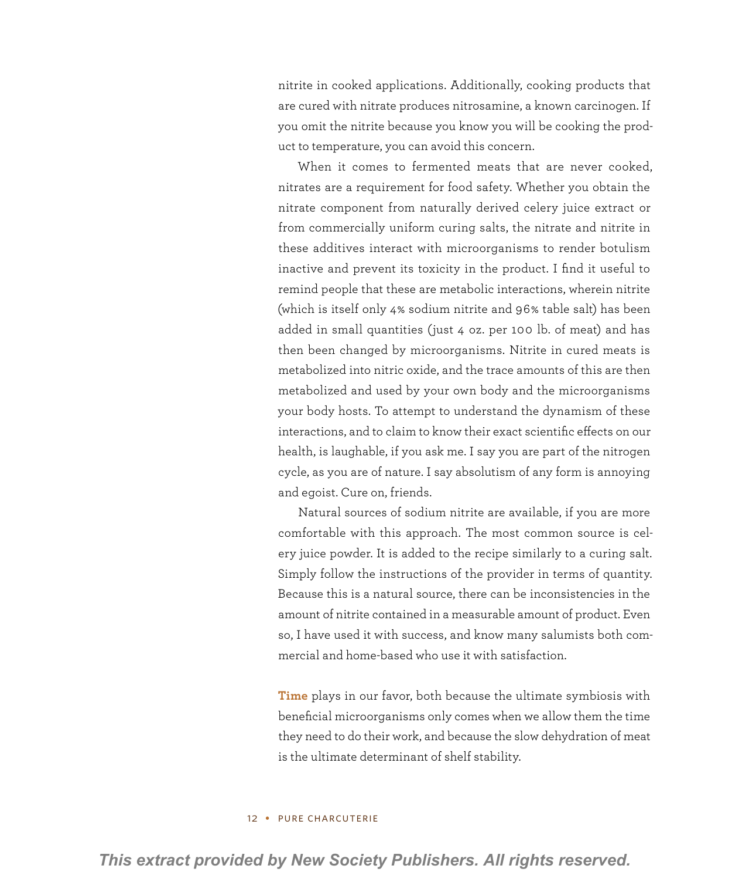nitrite in cooked applications. Additionally, cooking products that are cured with nitrate produces nitrosamine, a known carcinogen. If you omit the nitrite because you know you will be cooking the product to temperature, you can avoid this concern.

When it comes to fermented meats that are never cooked, nitrates are a requirement for food safety. Whether you obtain the nitrate component from naturally derived celery juice extract or from commercially uniform curing salts, the nitrate and nitrite in these additives interact with microorganisms to render botulism inactive and prevent its toxicity in the product. I find it useful to remind people that these are metabolic interactions, wherein nitrite (which is itself only 4% sodium nitrite and 96% table salt) has been added in small quantities (just 4 oz. per 100 lb. of meat) and has then been changed by microorganisms. Nitrite in cured meats is metabolized into nitric oxide, and the trace amounts of this are then metabolized and used by your own body and the microorganisms your body hosts. To attempt to understand the dynamism of these interactions, and to claim to know their exact scientific effects on our health, is laughable, if you ask me. I say you are part of the nitrogen cycle, as you are of nature. I say absolutism of any form is annoying and egoist. Cure on, friends.

Natural sources of sodium nitrite are available, if you are more comfortable with this approach. The most common source is celery juice powder. It is added to the recipe similarly to a curing salt. Simply follow the instructions of the provider in terms of quantity. Because this is a natural source, there can be inconsistencies in the amount of nitrite contained in a measurable amount of product. Even so, I have used it with success, and know many salumists both commercial and home-based who use it with satisfaction.

**Time** plays in our favor, both because the ultimate symbiosis with beneficial microorganisms only comes when we allow them the time they need to do their work, and because the slow dehydration of meat is the ultimate determinant of shelf stability.

*This extract provided by New Society Publishers. All rights reserved.*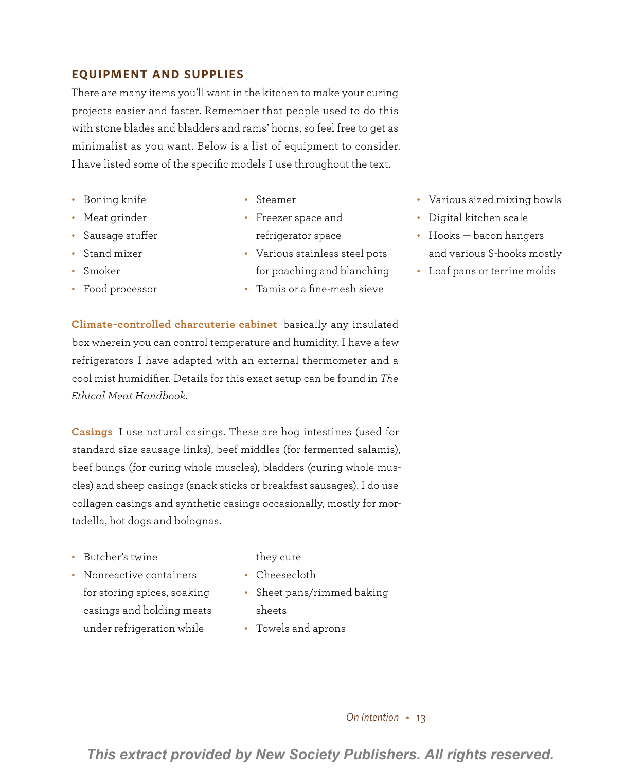## EQUIPMENT AND SUPPLIES

There are many items you'll want in the kitchen to make your curing projects easier and faster. Remember that people used to do this with stone blades and bladders and rams' horns, so feel free to get as minimalist as you want. Below is a list of equipment to consider. I have listed some of the specific models I use throughout the text.

- Boning knife
- Meat grinder
- Sausage stuffer
- Stand mixer
- Smoker
- Food processor
- Steamer
- Freezer space and refrigerator space
- Various stainless steel pots for poaching and blanching
- Tamis or a fine-mesh sieve
- Various sized mixing bowls
- Digital kitchen scale
- Hooks — bacon hangers and various S-hooks mostly
- Loaf pans or terrine molds

**Climate-controlled charcuterie cabinet** basically any insulated box wherein you can control temperature and humidity. I have a few refrigerators I have adapted with an external thermometer and a cool mist humidifier. Details for this exact setup can be found in *The Ethical Meat Handbook*.

**Casings** I use natural casings. These are hog intestines (used for standard size sausage links), beef middles (for fermented salamis), beef bungs (for curing whole muscles), bladders (curing whole muscles) and sheep casings (snack sticks or breakfast sausages). I do use collagen casings and synthetic casings occasionally, mostly for mortadella, hot dogs and bolognas.

- Butcher's twine
- Nonreactive containers for storing spices, soaking casings and holding meats under refrigeration while they cure
- Cheesecloth
- Sheet pans/rimmed baking sheets
- Towels and aprons

This extract provided by New Society Publishers. All rights reserved.